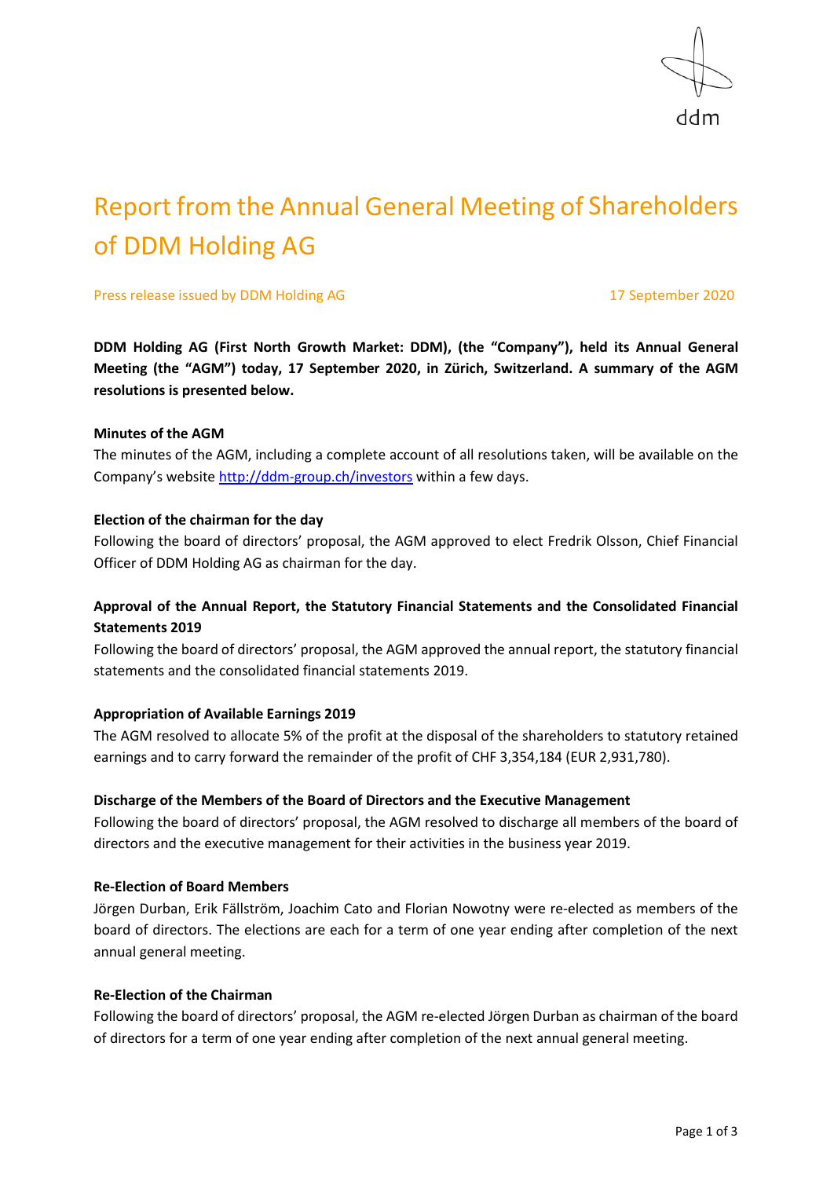# Report from the Annual General Meeting of Shareholders of DDM Holding AG

Press release issued by DDM Holding AG 17 September 2020

**DDM Holding AG (First North Growth Market: DDM), (the "Company"), held its Annual General Meeting (the "AGM") today, 17 September 2020, in Zürich, Switzerland. A summary of the AGM resolutions is presented below.**

**Minutes of the AGM**

The minutes of the AGM, including a complete account of all resolutions taken, will be available on the Company's website http://ddm-group.ch/investors within a few days.

**Election of the chairman for the day**

Following the board of directors' proposal, the AGM approved to elect Fredrik Olsson, Chief Financial Officer of DDM Holding AG as chairman for the day.

**Approval of the Annual Report, the Statutory Financial Statements and the Consolidated Financial Statements 2019**

Following the board of directors' proposal, the AGM approved the annual report, the statutory financial statements and the consolidated financial statements 2019.

**Appropriation of Available Earnings 2019**

The AGM resolved to allocate 5% of the profit at the disposal of the shareholders to statutory retained earnings and to carry forward the remainder of the profit of CHF 3,354,184 (EUR 2,931,780).

**Discharge of the Members of the Board of Directors and the Executive Management**

Following the board of directors' proposal, the AGM resolved to discharge all members of the board of directors and the executive management for their activities in the business year 2019.

**Re-Election of Board Members**

Jörgen Durban, Erik Fällström, Joachim Cato and Florian Nowotny were re-elected as members of the board of directors. The elections are each for a term of one year ending after completion of the next annual general meeting.

**Re-Election of the Chairman**

Following the board of directors' proposal, the AGM re-elected Jörgen Durban as chairman of the board of directors for a term of one year ending after completion of the next annual general meeting.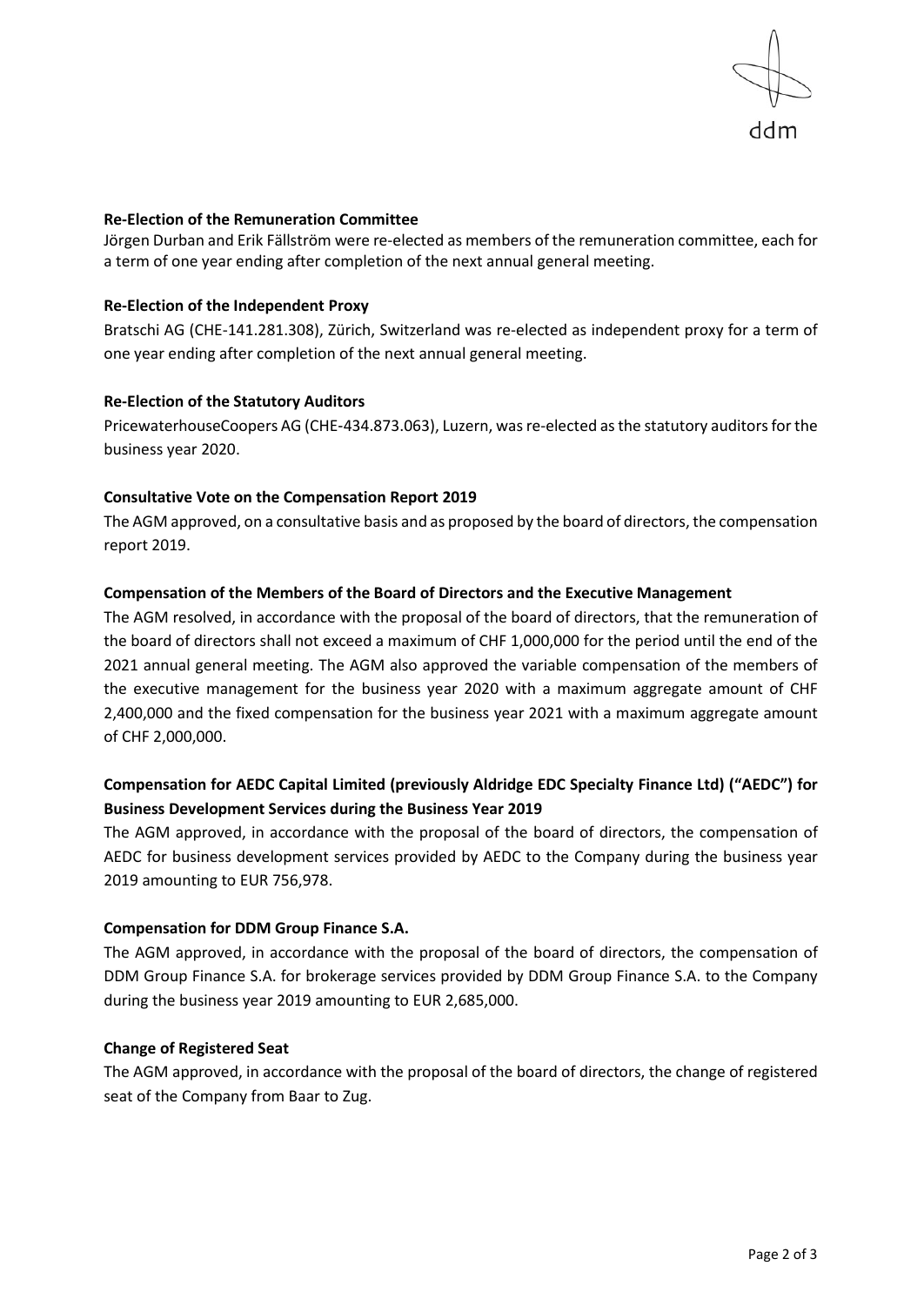**Re-Election of the Remuneration Committee**

Jörgen Durban and Erik Fällström were re-elected as members of the remuneration committee, each for a term of one year ending after completion of the next annual general meeting.

**Re-Election of the Independent Proxy**

Bratschi AG (CHE-141.281.308), Zürich, Switzerland was re-elected as independent proxy for a term of one year ending after completion of the next annual general meeting.

**Re-Election of the Statutory Auditors**

PricewaterhouseCoopers AG (CHE-434.873.063), Luzern, was re-elected as the statutory auditors for the business year 2020.

**Consultative Vote on the Compensation Report 2019**

The AGM approved, on a consultative basis and as proposed by the board of directors, the compensation report 2019.

**Compensation of the Members of the Board of Directors and the Executive Management**

The AGM resolved, in accordance with the proposal of the board of directors, that the remuneration of the board of directors shall not exceed a maximum of CHF 1,000,000 for the period until the end of the 2021 annual general meeting. The AGM also approved the variable compensation of the members of the executive management for the business year 2020 with a maximum aggregate amount of CHF 2,400,000 and the fixed compensation for the business year 2021 with a maximum aggregate amount of CHF 2,000,000.

**Compensation for AEDC Capital Limited (previously Aldridge EDC Specialty Finance Ltd) ("AEDC") for Business Development Services during the Business Year 2019**

The AGM approved, in accordance with the proposal of the board of directors, the compensation of AEDC for business development services provided by AEDC to the Company during the business year 2019 amounting to EUR 756,978.

**Compensation for DDM Group Finance S.A.**

The AGM approved, in accordance with the proposal of the board of directors, the compensation of DDM Group Finance S.A. for brokerage services provided by DDM Group Finance S.A. to the Company during the business year 2019 amounting to EUR 2,685,000.

**Change of Registered Seat**

The AGM approved, in accordance with the proposal of the board of directors, the change of registered seat of the Company from Baar to Zug.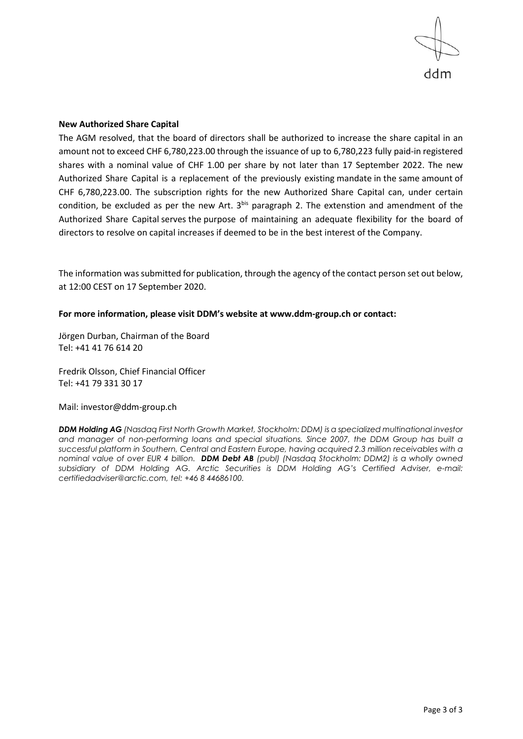**New Authorized Share Capital**

The AGM resolved, that the board of directors shall be authorized to increase the share capital in an amount not to exceed CHF 6,780,223.00 through the issuance of up to 6,780,223 fully paid-in registered shares with a nominal value of CHF 1.00 per share by not later than 17 September 2022. The new Authorized Share Capital is a replacement of the previously existing mandate in the same amount of CHF 6,780,223.00. The subscription rights for the new Authorized Share Capital can, under certain condition, be excluded as per the new Art. 3bis paragraph 2. The extenstion and amendment of the Authorized Share Capital serves the purpose of maintaining an adequate flexibility for the board of directors to resolve on capital increases if deemed to be in the best interest of the Company.

The information was submitted for publication, through the agency of the contact person set out below, at 12:00 CEST on 17 September 2020.

**For more information, please visit DDM's website at www.ddm-group.ch or contact:**

Jörgen Durban, Chairman of the Board
Tel: +41 41 76 614 20

Fredrik Olsson, Chief Financial Officer
Tel: +41 79 331 30 17

Mail: investor@ddm-group.ch

***DDM Holding AG*** *(Nasdaq First North Growth Market, Stockholm: DDM) is a specialized multinational investor and manager of non-performing loans and special situations. Since 2007, the DDM Group has built a successful platform in Southern, Central and Eastern Europe, having acquired 2.3 million receivables with a nominal value of over EUR 4 billion.* ***DDM Debt AB*** *(publ) (Nasdaq Stockholm: DDM2) is a wholly owned subsidiary of DDM Holding AG. Arctic Securities is DDM Holding AG's Certified Adviser, e-mail: certifiedadviser@arctic.com, tel: +46 8 44686100.*